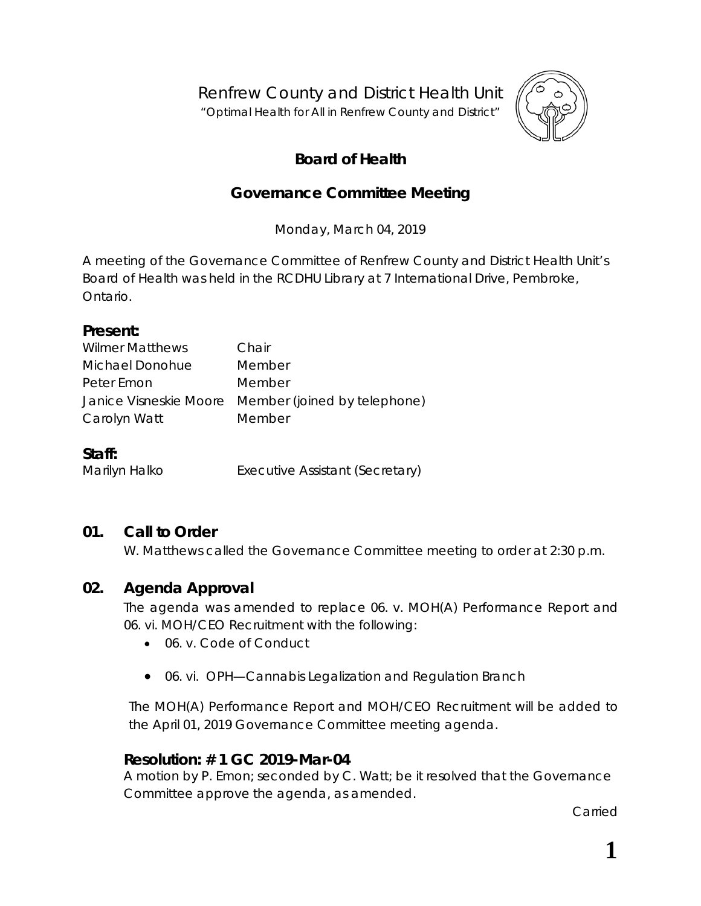# Renfrew County and District Health Unit

*"Optimal Health for All in Renfrew County and District"*

## Board of Health

## Governance Committee Meeting

Monday, March 04, 2019

A meeting of the Governance Committee of Renfrew County and District Health Unit's Board of Health was held in the RCDHU Library at 7 International Drive, Pembroke, Ontario.

### Present:

| | |
|---|---|
| Wilmer Matthews | Chair |
| Michael Donohue | Member |
| Peter Emon | Member |
| Janice Visneskie Moore | Member (joined by telephone) |
| Carolyn Watt | Member |

### Staff:

| | |
|---|---|
| Marilyn Halko | Executive Assistant (Secretary) |

## 01. Call to Order

W. Matthews called the Governance Committee meeting to order at 2:30 p.m.

## 02. Agenda Approval

The agenda was amended to replace 06. v. MOH(A) Performance Report and 06. vi. MOH/CEO Recruitment with the following:

- 06. v. Code of Conduct
- 06. vi. OPH—Cannabis Legalization and Regulation Branch

The MOH(A) Performance Report and MOH/CEO Recruitment will be added to the April 01, 2019 Governance Committee meeting agenda.

### Resolution: # 1 GC 2019-Mar-04

A motion by P. Emon; seconded by C. Watt; be it resolved that the Governance Committee approve the agenda, as amended.

Carried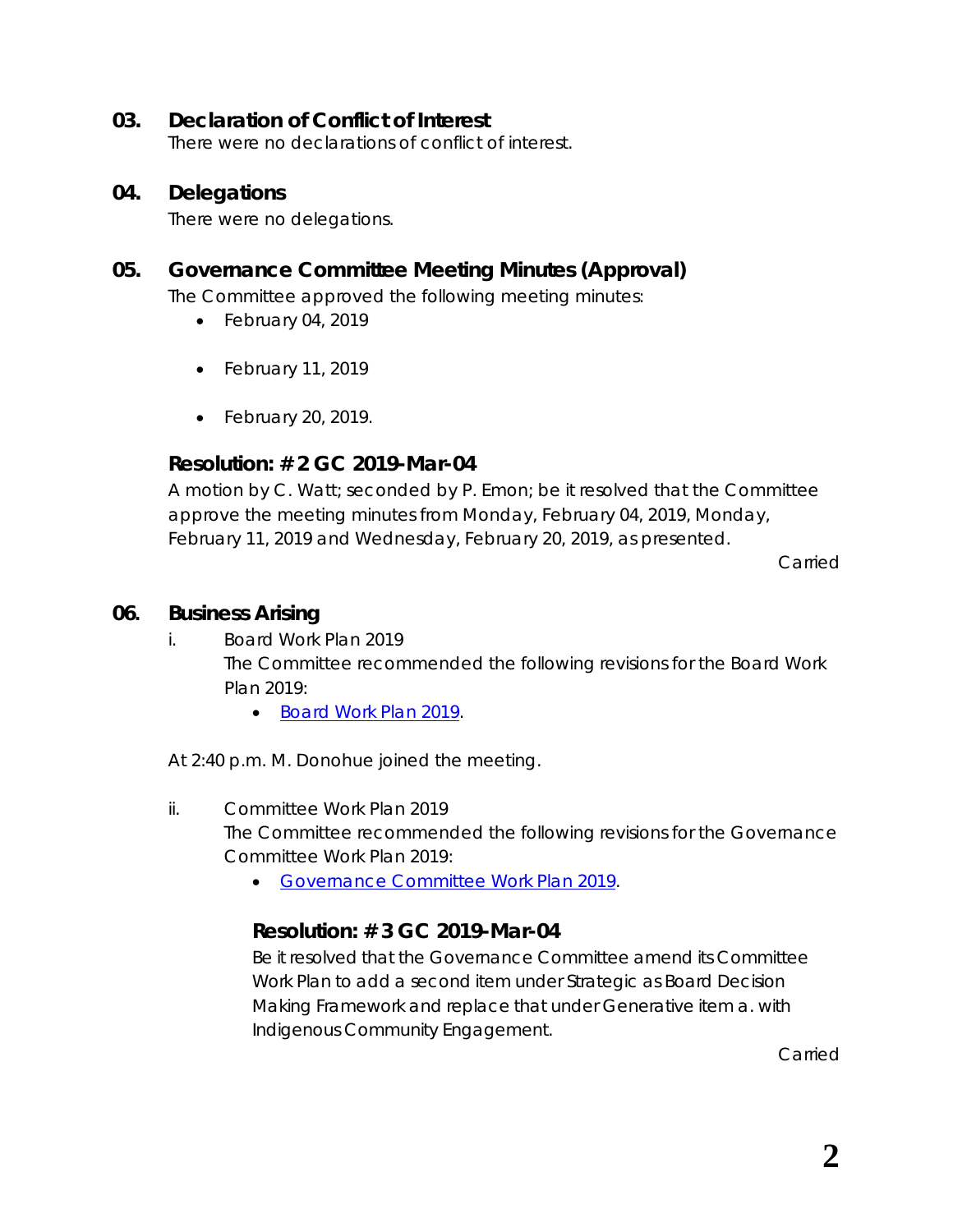## 03. Declaration of Conflict of Interest

There were no declarations of conflict of interest.

## 04. Delegations

There were no delegations.

## 05. Governance Committee Meeting Minutes (Approval)

The Committee approved the following meeting minutes:

- February 04, 2019
- February 11, 2019
- February 20, 2019.

### Resolution: # 2 GC 2019-Mar-04

A motion by C. Watt; seconded by P. Emon; be it resolved that the Committee approve the meeting minutes from Monday, February 04, 2019, Monday, February 11, 2019 and Wednesday, February 20, 2019, as presented.

Carried

## 06. Business Arising

i. Board Work Plan 2019

The Committee recommended the following revisions for the Board Work Plan 2019:

- Board Work Plan 2019.

At 2:40 p.m. M. Donohue joined the meeting.

ii. Committee Work Plan 2019

The Committee recommended the following revisions for the Governance Committee Work Plan 2019:

- Governance Committee Work Plan 2019.

### Resolution: # 3 GC 2019-Mar-04

Be it resolved that the Governance Committee amend its Committee Work Plan to add a second item under Strategic as Board Decision Making Framework and replace that under Generative item a. with Indigenous Community Engagement.

Carried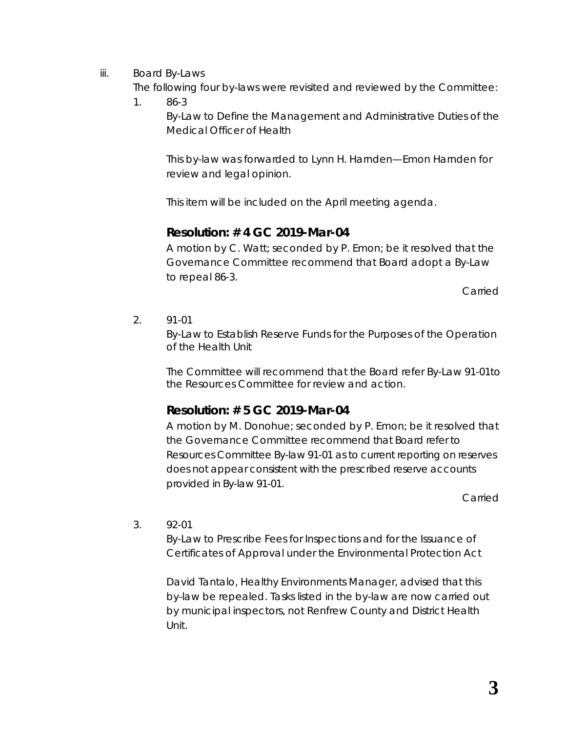iii. Board By-Laws

The following four by-laws were revisited and reviewed by the Committee:

1. 86-3

   By-Law to Define the Management and Administrative Duties of the Medical Officer of Health

   This by-law was forwarded to Lynn H. Harnden—Emon Harnden for review and legal opinion.

   This item will be included on the April meeting agenda.

   ### Resolution: # 4 GC 2019-Mar-04

   A motion by C. Watt; seconded by P. Emon; be it resolved that the Governance Committee recommend that Board adopt a By-Law to repeal 86-3.

   Carried

2. 91-01

   By-Law to Establish Reserve Funds for the Purposes of the Operation of the Health Unit

   The Committee will recommend that the Board refer By-Law 91-01to the Resources Committee for review and action.

   ### Resolution: # 5 GC 2019-Mar-04

   A motion by M. Donohue; seconded by P. Emon; be it resolved that the Governance Committee recommend that Board refer to Resources Committee By-law 91-01 as to current reporting on reserves does not appear consistent with the prescribed reserve accounts provided in By-law 91-01.

   Carried

3. 92-01

   By-Law to Prescribe Fees for Inspections and for the Issuance of Certificates of Approval under the Environmental Protection Act

   David Tantalo, Healthy Environments Manager, advised that this by-law be repealed. Tasks listed in the by-law are now carried out by municipal inspectors, not Renfrew County and District Health Unit.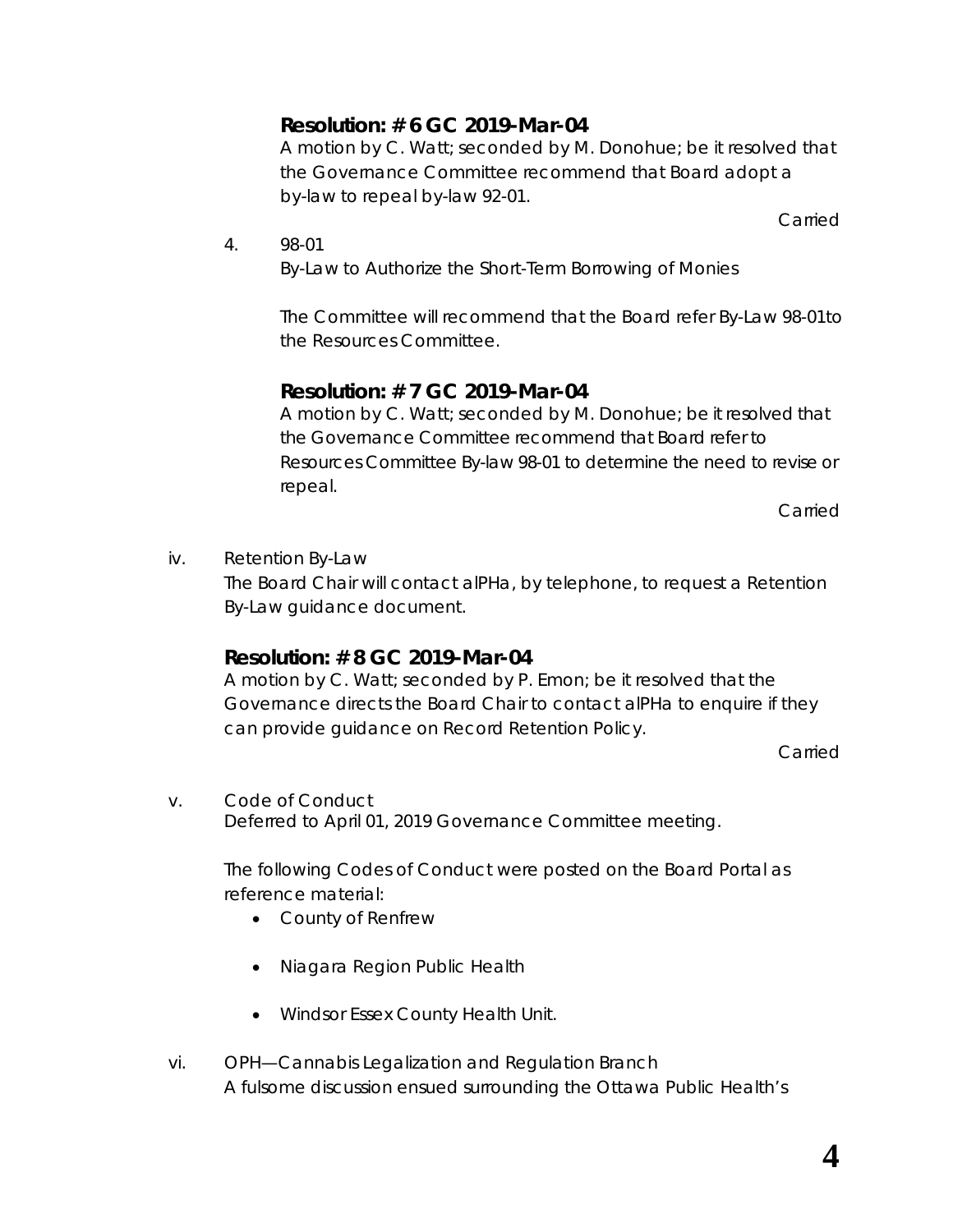**Resolution: # 6 GC 2019-Mar-04**

A motion by C. Watt; seconded by M. Donohue; be it resolved that the Governance Committee recommend that Board adopt a by-law to repeal by-law 92-01.

Carried

4. 98-01

By-Law to Authorize the Short-Term Borrowing of Monies

The Committee will recommend that the Board refer By-Law 98-01to the Resources Committee.

**Resolution: # 7 GC 2019-Mar-04**

A motion by C. Watt; seconded by M. Donohue; be it resolved that the Governance Committee recommend that Board refer to Resources Committee By-law 98-01 to determine the need to revise or repeal.

Carried

iv. Retention By-Law

The Board Chair will contact alPHa, by telephone, to request a Retention By-Law guidance document.

**Resolution: # 8 GC 2019-Mar-04**

A motion by C. Watt; seconded by P. Emon; be it resolved that the Governance directs the Board Chair to contact alPHa to enquire if they can provide guidance on Record Retention Policy.

Carried

v. Code of Conduct

Deferred to April 01, 2019 Governance Committee meeting.

The following Codes of Conduct were posted on the Board Portal as reference material:

- County of Renfrew
- Niagara Region Public Health
- Windsor Essex County Health Unit.

vi. OPH—Cannabis Legalization and Regulation Branch

A fulsome discussion ensued surrounding the Ottawa Public Health's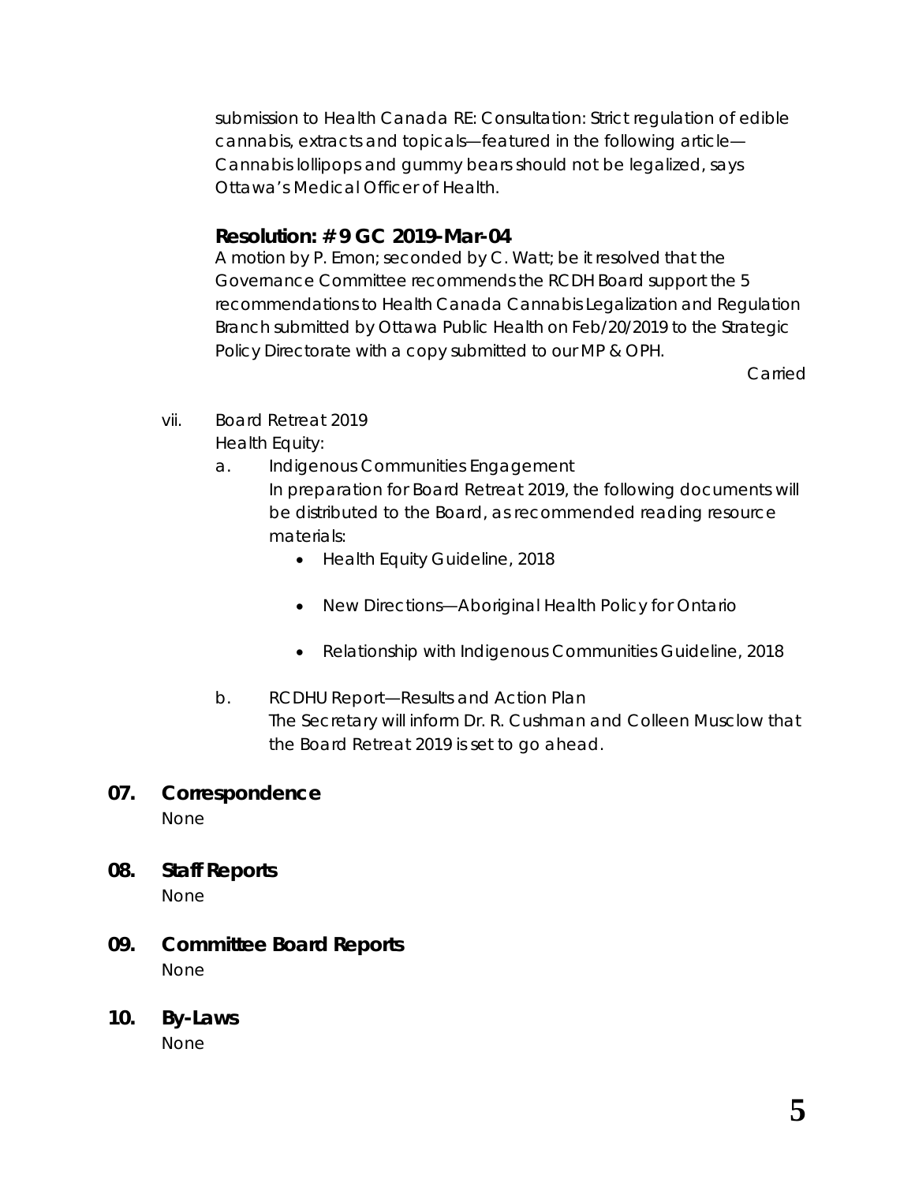submission to Health Canada RE: Consultation: Strict regulation of edible cannabis, extracts and topicals—featured in the following article—Cannabis lollipops and gummy bears should not be legalized, says Ottawa's Medical Officer of Health.

### Resolution: # 9 GC 2019-Mar-04

A motion by P. Emon; seconded by C. Watt; be it resolved that the Governance Committee recommends the RCDH Board support the 5 recommendations to Health Canada Cannabis Legalization and Regulation Branch submitted by Ottawa Public Health on Feb/20/2019 to the Strategic Policy Directorate with a copy submitted to our MP & OPH.

Carried

vii. Board Retreat 2019
Health Equity:

a. Indigenous Communities Engagement
In preparation for Board Retreat 2019, the following documents will be distributed to the Board, as recommended reading resource materials:

- Health Equity Guideline, 2018
- New Directions—Aboriginal Health Policy for Ontario
- Relationship with Indigenous Communities Guideline, 2018

b. RCDHU Report—Results and Action Plan
The Secretary will inform Dr. R. Cushman and Colleen Musclow that the Board Retreat 2019 is set to go ahead.

## 07. Correspondence

None

## 08. Staff Reports

None

## 09. Committee Board Reports

None

## 10. By-Laws

None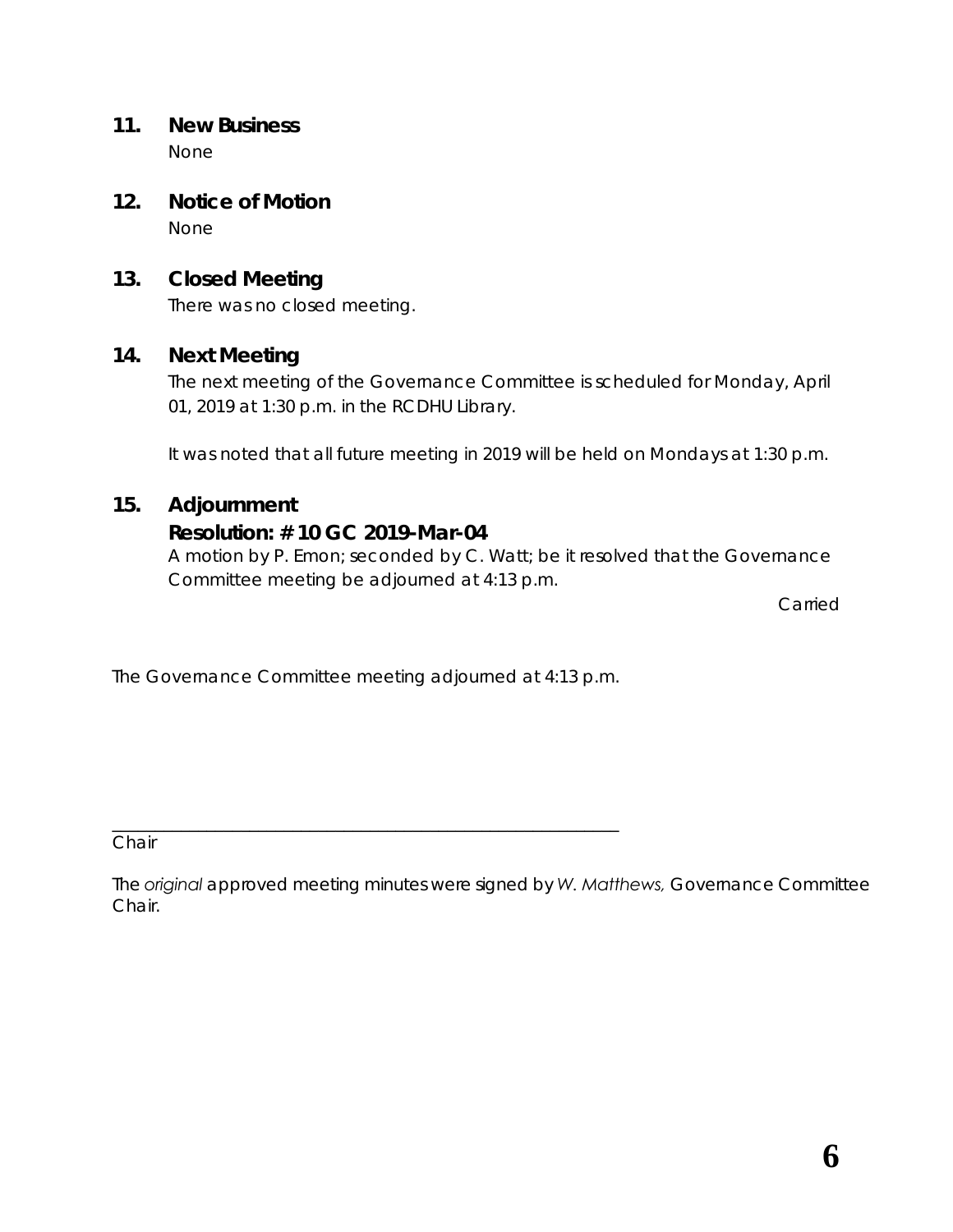## 11. New Business

None

## 12. Notice of Motion

None

## 13. Closed Meeting

There was no closed meeting.

## 14. Next Meeting

The next meeting of the Governance Committee is scheduled for Monday, April 01, 2019 at 1:30 p.m. in the RCDHU Library.

It was noted that all future meeting in 2019 will be held on Mondays at 1:30 p.m.

## 15. Adjournment

**Resolution: # 10 GC 2019-Mar-04**

A motion by P. Emon; seconded by C. Watt; be it resolved that the Governance Committee meeting be adjourned at 4:13 p.m.

Carried

The Governance Committee meeting adjourned at 4:13 p.m.

\_\_\_\_\_\_\_\_\_\_\_\_\_\_\_\_\_\_\_\_\_\_\_\_\_\_\_\_\_\_\_\_\_\_\_\_\_\_\_\_\_\_\_\_\_\_\_\_\_\_\_\_\_\_\_\_\_\_\_\_

Chair

The *original* approved meeting minutes were signed by *W. Matthews,* Governance Committee Chair.